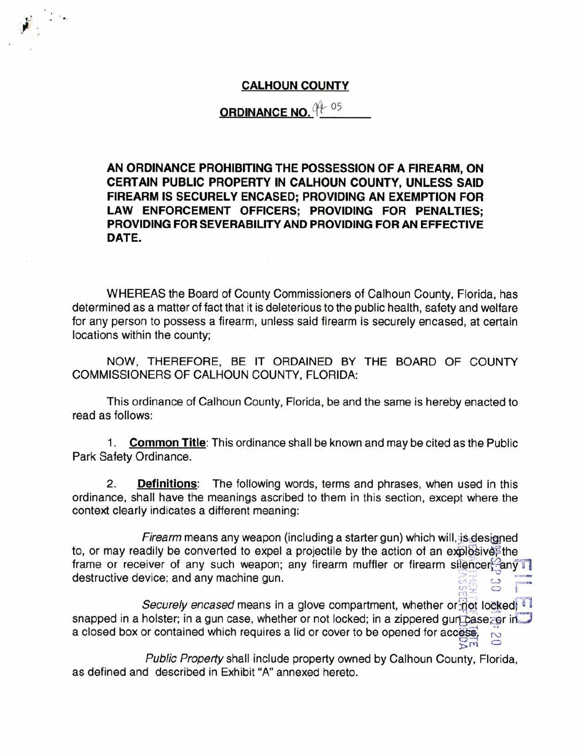**CALHOUN COUNTY**

**ORDINANCE NO. 99-05**

**AN ORDINANCE PROHIBITING THE POSSESSION OF A FIREARM, ON CERTAIN PUBLIC PROPERTY IN CALHOUN COUNTY, UNLESS SAID FIREARM IS SECURELY ENCASED; PROVIDING AN EXEMPTION FOR LAW ENFORCEMENT OFFICERS; PROVIDING FOR PENALTIES; PROVIDING FOR SEVERABILITY AND PROVIDING FOR AN EFFECTIVE DATE.**

WHEREAS the Board of County Commissioners of Calhoun County, Florida, has determined as a matter of fact that it is deleterious to the public health, safety and welfare for any person to possess a firearm, unless said firearm is securely encased, at certain locations within the county;

NOW, THEREFORE, BE IT ORDAINED BY THE BOARD OF COUNTY COMMISSIONERS OF CALHOUN COUNTY, FLORIDA:

This ordinance of Calhoun County, Florida, be and the same is hereby enacted to read as follows:

1. **Common Title**: This ordinance shall be known and may be cited as the Public Park Safety Ordinance.

2. **Definitions**: The following words, terms and phrases, when used in this ordinance, shall have the meanings ascribed to them in this section, except where the context clearly indicates a different meaning:

*Firearm* means any weapon (including a starter gun) which will, is designed to, or may readily be converted to expel a projectile by the action of an explosive; the frame or receiver of any such weapon; any firearm muffler or firearm silencer; any destructive device; and any machine gun.

*Securely encased* means in a glove compartment, whether or not locked; snapped in a holster; in a gun case, whether or not locked; in a zippered gun case; or in a closed box or contained which requires a lid or cover to be opened for access.

*Public Property* shall include property owned by Calhoun County, Florida, as defined and described in Exhibit "A" annexed hereto.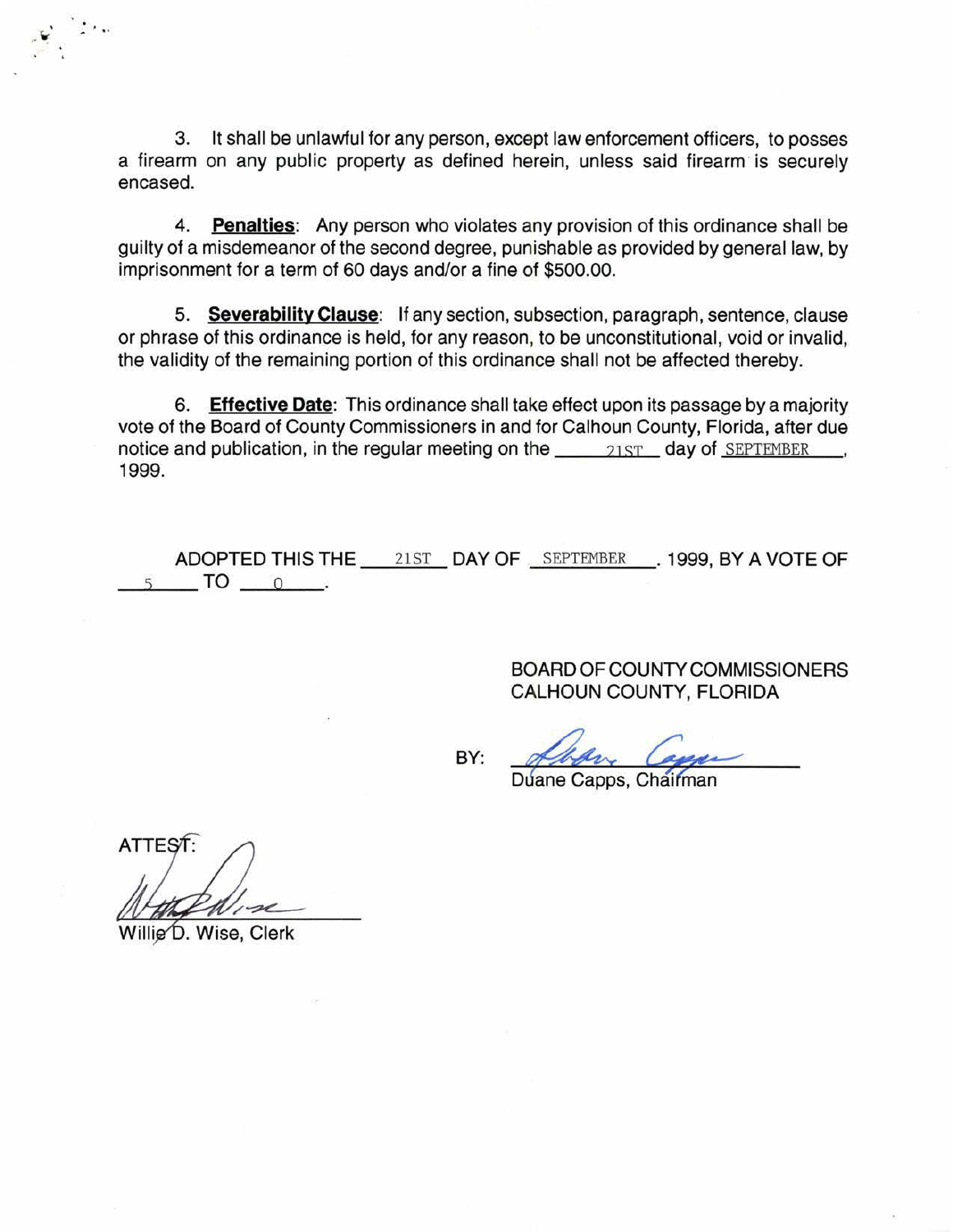3. It shall be unlawful for any person, except law enforcement officers, to posses a firearm on any public property as defined herein, unless said firearm is securely encased.

4. **Penalties**: Any person who violates any provision of this ordinance shall be guilty of a misdemeanor of the second degree, punishable as provided by general law, by imprisonment for a term of 60 days and/or a fine of $500.00.

5. **Severability Clause**: If any section, subsection, paragraph, sentence, clause or phrase of this ordinance is held, for any reason, to be unconstitutional, void or invalid, the validity of the remaining portion of this ordinance shall not be affected thereby.

6. **Effective Date**: This ordinance shall take effect upon its passage by a majority vote of the Board of County Commissioners in and for Calhoun County, Florida, after due notice and publication, in the regular meeting on the 21ST day of SEPTEMBER, 1999.

ADOPTED THIS THE 21ST DAY OF SEPTEMBER. 1999, BY A VOTE OF 5 TO 0.

BOARD OF COUNTY COMMISSIONERS
CALHOUN COUNTY, FLORIDA

BY: ______________________
Duane Capps, Chairman

ATTEST:

______________________
Willie D. Wise, Clerk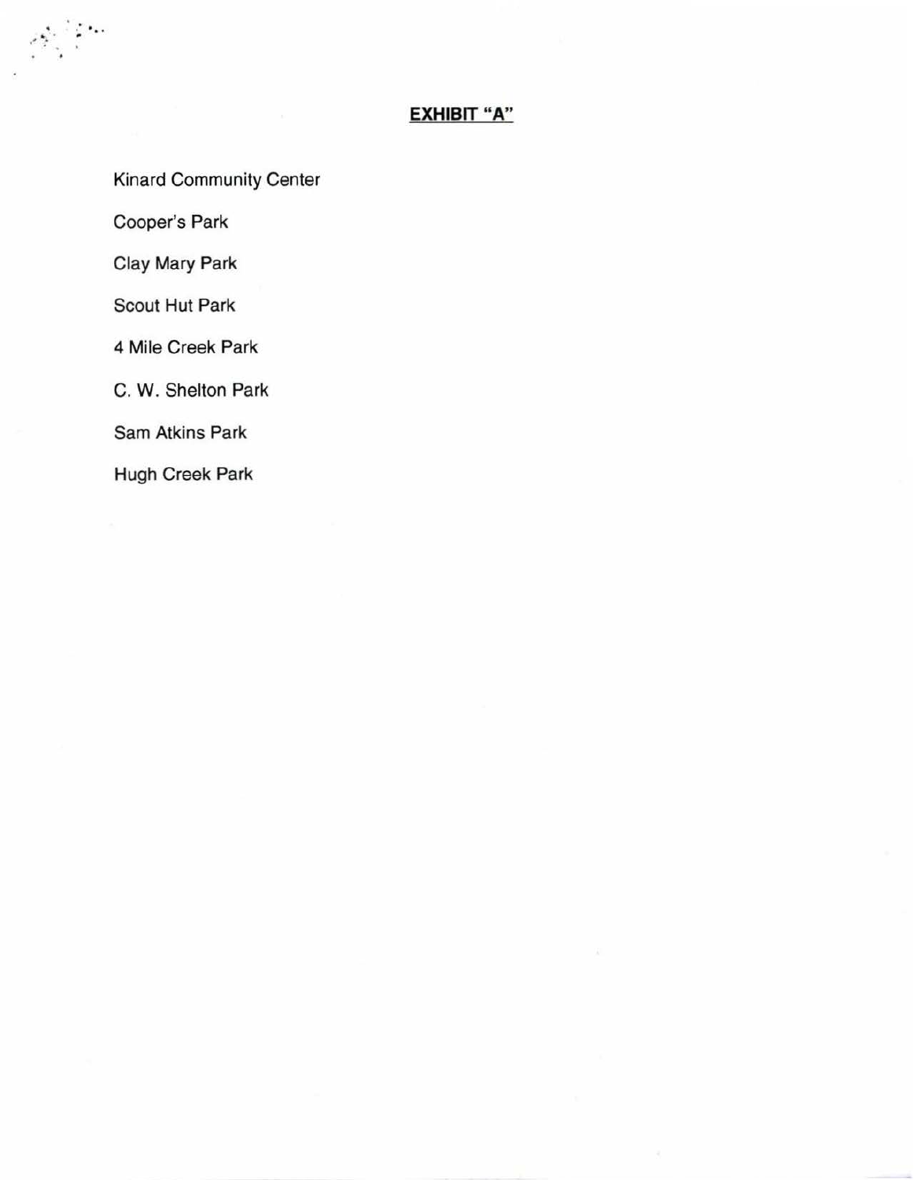**EXHIBIT "A"**

Kinard Community Center

Cooper's Park

Clay Mary Park

Scout Hut Park

4 Mile Creek Park

C. W. Shelton Park

Sam Atkins Park

Hugh Creek Park